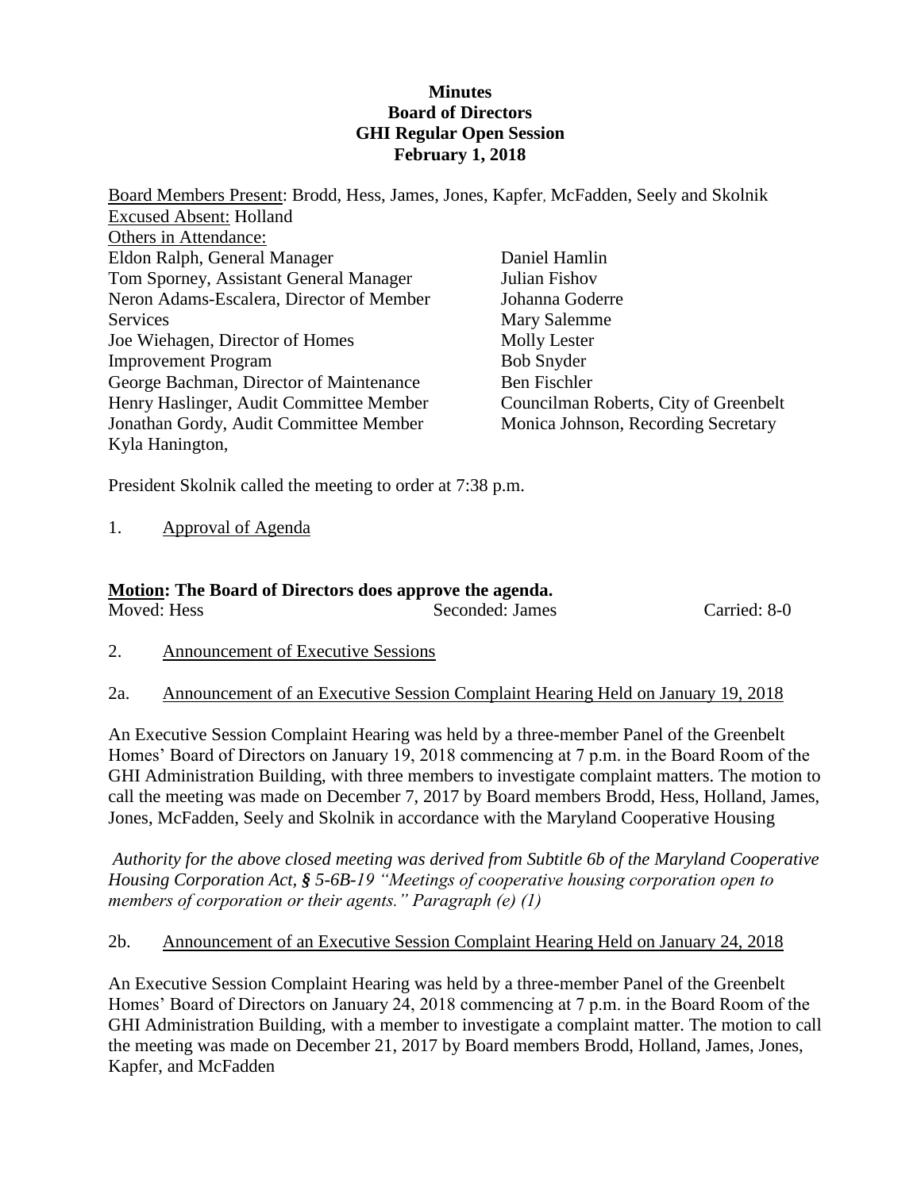**Minutes**
**Board of Directors**
**GHI Regular Open Session**
**February 1, 2018**

Board Members Present: Brodd, Hess, James, Jones, Kapfer, McFadden, Seely and Skolnik
Excused Absent: Holland
Others in Attendance:

Eldon Ralph, General Manager
Tom Sporney, Assistant General Manager
Neron Adams-Escalera, Director of Member Services
Joe Wiehagen, Director of Homes Improvement Program
George Bachman, Director of Maintenance
Henry Haslinger, Audit Committee Member
Jonathan Gordy, Audit Committee Member
Kyla Hanington,
Daniel Hamlin
Julian Fishov
Johanna Goderre
Mary Salemme
Molly Lester
Bob Snyder
Ben Fischler
Councilman Roberts, City of Greenbelt
Monica Johnson, Recording Secretary

President Skolnik called the meeting to order at 7:38 p.m.

1. Approval of Agenda

**Motion: The Board of Directors does approve the agenda.**
Moved: Hess Seconded: James Carried: 8-0

2. Announcement of Executive Sessions

2a. Announcement of an Executive Session Complaint Hearing Held on January 19, 2018

An Executive Session Complaint Hearing was held by a three-member Panel of the Greenbelt Homes' Board of Directors on January 19, 2018 commencing at 7 p.m. in the Board Room of the GHI Administration Building, with three members to investigate complaint matters. The motion to call the meeting was made on December 7, 2017 by Board members Brodd, Hess, Holland, James, Jones, McFadden, Seely and Skolnik in accordance with the Maryland Cooperative Housing

*Authority for the above closed meeting was derived from Subtitle 6b of the Maryland Cooperative Housing Corporation Act, § 5-6B-19 "Meetings of cooperative housing corporation open to members of corporation or their agents." Paragraph (e) (1)*

2b. Announcement of an Executive Session Complaint Hearing Held on January 24, 2018

An Executive Session Complaint Hearing was held by a three-member Panel of the Greenbelt Homes' Board of Directors on January 24, 2018 commencing at 7 p.m. in the Board Room of the GHI Administration Building, with a member to investigate a complaint matter. The motion to call the meeting was made on December 21, 2017 by Board members Brodd, Holland, James, Jones, Kapfer, and McFadden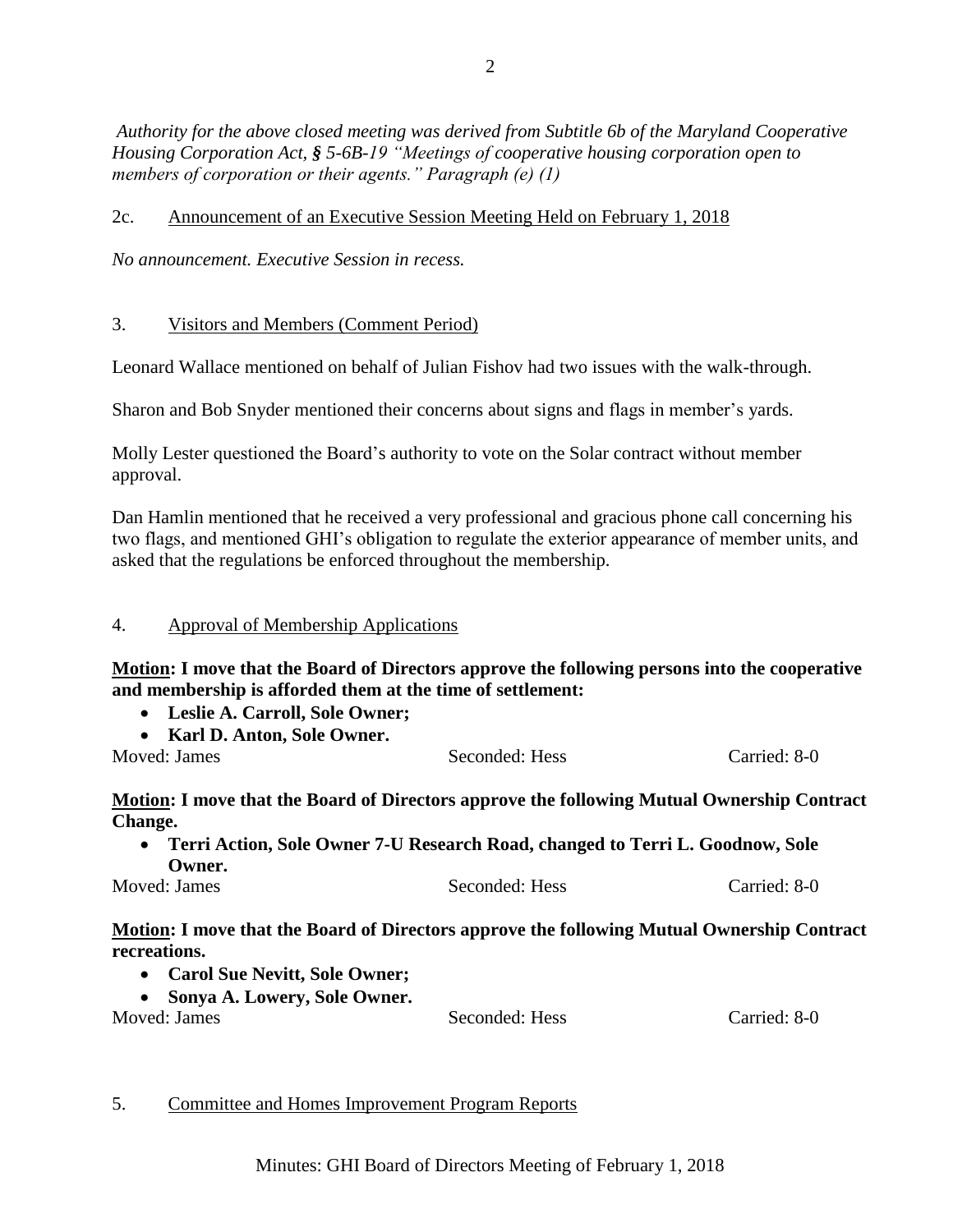*Authority for the above closed meeting was derived from Subtitle 6b of the Maryland Cooperative Housing Corporation Act, § 5-6B-19 "Meetings of cooperative housing corporation open to members of corporation or their agents." Paragraph (e) (1)*

2c. Announcement of an Executive Session Meeting Held on February 1, 2018

*No announcement. Executive Session in recess.*

3. Visitors and Members (Comment Period)

Leonard Wallace mentioned on behalf of Julian Fishov had two issues with the walk-through.

Sharon and Bob Snyder mentioned their concerns about signs and flags in member's yards.

Molly Lester questioned the Board's authority to vote on the Solar contract without member approval.

Dan Hamlin mentioned that he received a very professional and gracious phone call concerning his two flags, and mentioned GHI's obligation to regulate the exterior appearance of member units, and asked that the regulations be enforced throughout the membership.

4. Approval of Membership Applications

**Motion: I move that the Board of Directors approve the following persons into the cooperative and membership is afforded them at the time of settlement:**

- **Leslie A. Carroll, Sole Owner;**
- **Karl D. Anton, Sole Owner.**

Moved: James Seconded: Hess Carried: 8-0

**Motion: I move that the Board of Directors approve the following Mutual Ownership Contract Change.**

- **Terri Action, Sole Owner 7-U Research Road, changed to Terri L. Goodnow, Sole Owner.**

Moved: James Seconded: Hess Carried: 8-0

**Motion: I move that the Board of Directors approve the following Mutual Ownership Contract recreations.**

- **Carol Sue Nevitt, Sole Owner;**
- **Sonya A. Lowery, Sole Owner.**

Moved: James Seconded: Hess Carried: 8-0

5. Committee and Homes Improvement Program Reports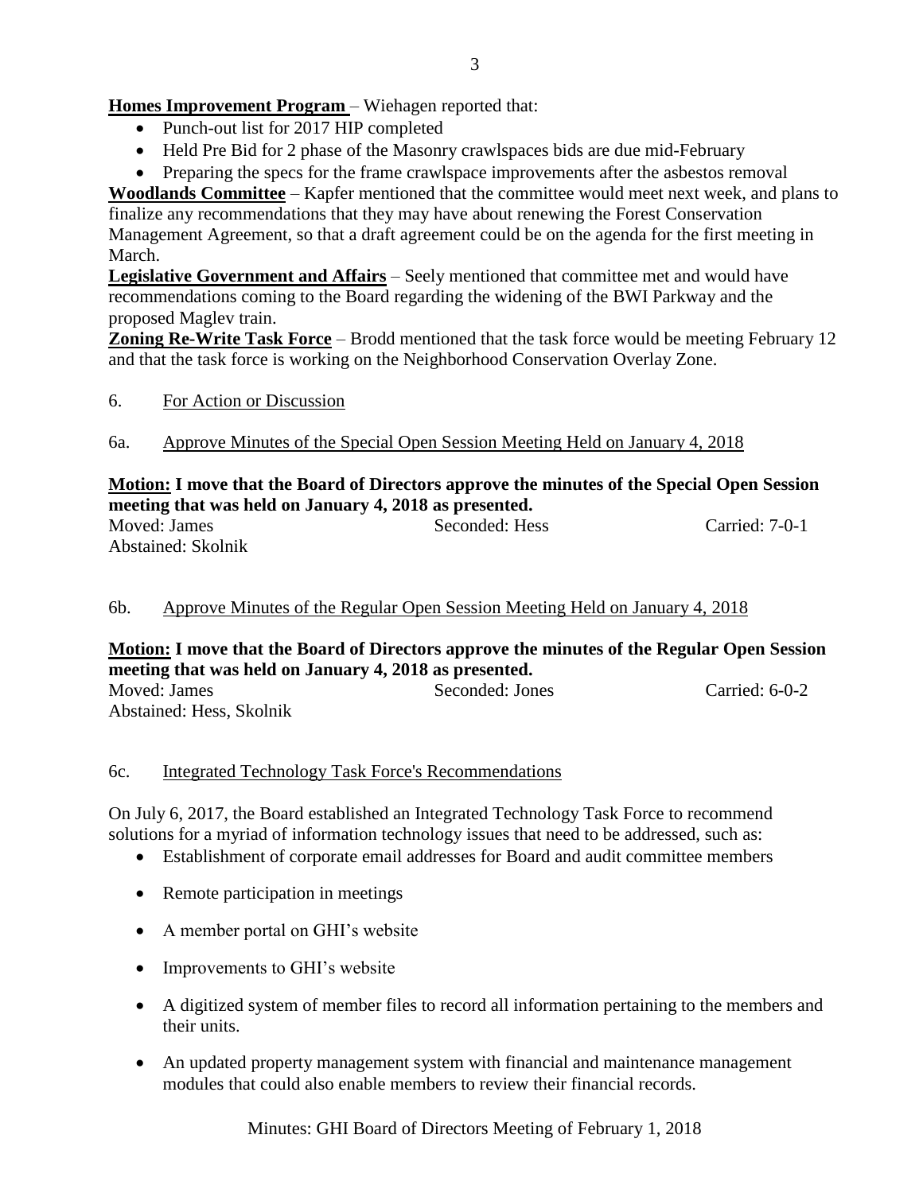**Homes Improvement Program** – Wiehagen reported that:

- Punch-out list for 2017 HIP completed
- Held Pre Bid for 2 phase of the Masonry crawlspaces bids are due mid-February
- Preparing the specs for the frame crawlspace improvements after the asbestos removal

**Woodlands Committee** – Kapfer mentioned that the committee would meet next week, and plans to finalize any recommendations that they may have about renewing the Forest Conservation Management Agreement, so that a draft agreement could be on the agenda for the first meeting in March.

**Legislative Government and Affairs** – Seely mentioned that committee met and would have recommendations coming to the Board regarding the widening of the BWI Parkway and the proposed Maglev train.

**Zoning Re-Write Task Force** – Brodd mentioned that the task force would be meeting February 12 and that the task force is working on the Neighborhood Conservation Overlay Zone.

6. For Action or Discussion

6a. Approve Minutes of the Special Open Session Meeting Held on January 4, 2018

**Motion: I move that the Board of Directors approve the minutes of the Special Open Session meeting that was held on January 4, 2018 as presented.**

Moved: James | Seconded: Hess | Carried: 7-0-1

Abstained: Skolnik

6b. Approve Minutes of the Regular Open Session Meeting Held on January 4, 2018

**Motion: I move that the Board of Directors approve the minutes of the Regular Open Session meeting that was held on January 4, 2018 as presented.**

Moved: James | Seconded: Jones | Carried: 6-0-2

Abstained: Hess, Skolnik

6c. Integrated Technology Task Force's Recommendations

On July 6, 2017, the Board established an Integrated Technology Task Force to recommend solutions for a myriad of information technology issues that need to be addressed, such as:

- Establishment of corporate email addresses for Board and audit committee members
- Remote participation in meetings
- A member portal on GHI's website
- Improvements to GHI's website
- A digitized system of member files to record all information pertaining to the members and their units.
- An updated property management system with financial and maintenance management modules that could also enable members to review their financial records.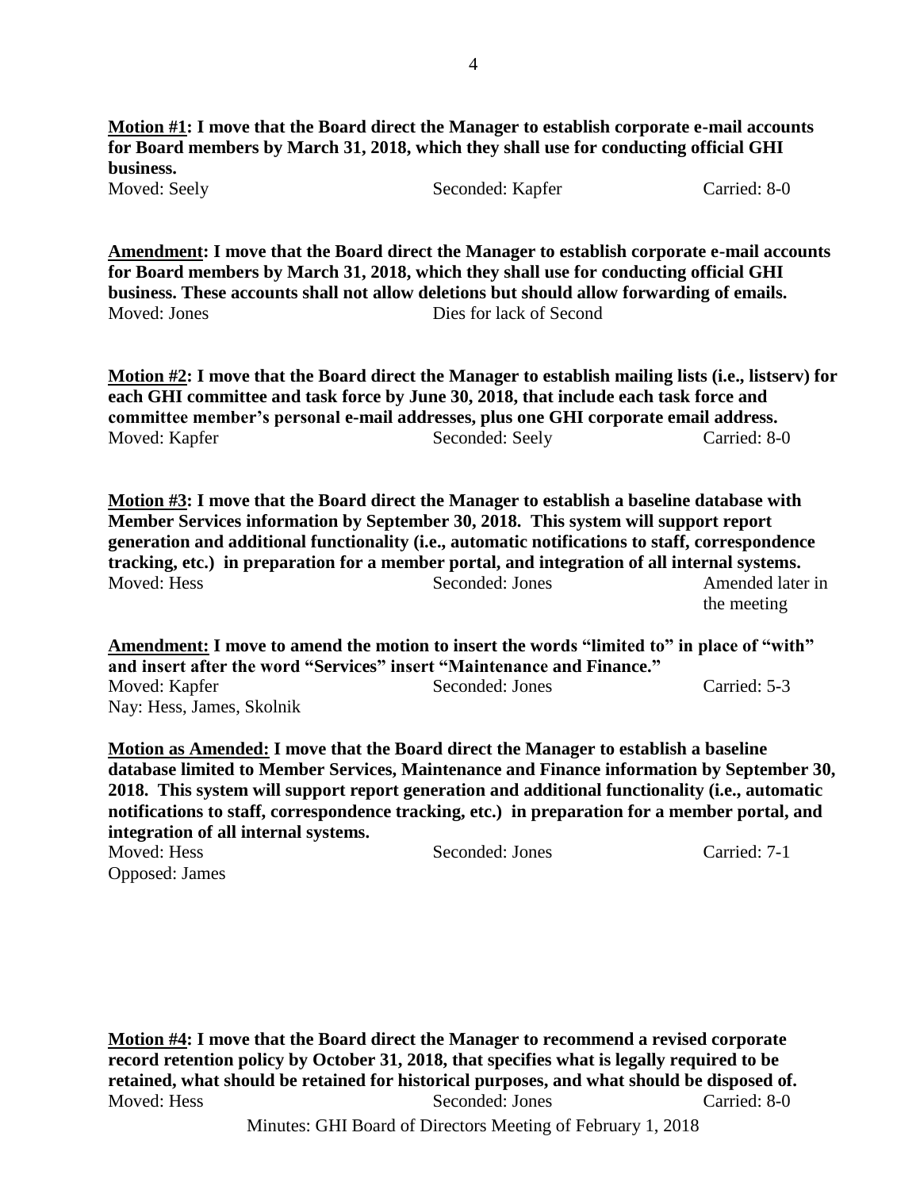**Motion #1: I move that the Board direct the Manager to establish corporate e-mail accounts for Board members by March 31, 2018, which they shall use for conducting official GHI business.**

Moved: Seely Seconded: Kapfer Carried: 8-0

**Amendment: I move that the Board direct the Manager to establish corporate e-mail accounts for Board members by March 31, 2018, which they shall use for conducting official GHI business. These accounts shall not allow deletions but should allow forwarding of emails.**

Moved: Jones Dies for lack of Second

**Motion #2: I move that the Board direct the Manager to establish mailing lists (i.e., listserv) for each GHI committee and task force by June 30, 2018, that include each task force and committee member's personal e-mail addresses, plus one GHI corporate email address.**

Moved: Kapfer Seconded: Seely Carried: 8-0

**Motion #3: I move that the Board direct the Manager to establish a baseline database with Member Services information by September 30, 2018. This system will support report generation and additional functionality (i.e., automatic notifications to staff, correspondence tracking, etc.) in preparation for a member portal, and integration of all internal systems.**

Moved: Hess Seconded: Jones Amended later in the meeting

**Amendment: I move to amend the motion to insert the words "limited to" in place of "with" and insert after the word "Services" insert "Maintenance and Finance."**

Moved: Kapfer Seconded: Jones Carried: 5-3

Nay: Hess, James, Skolnik

**Motion as Amended: I move that the Board direct the Manager to establish a baseline database limited to Member Services, Maintenance and Finance information by September 30, 2018. This system will support report generation and additional functionality (i.e., automatic notifications to staff, correspondence tracking, etc.) in preparation for a member portal, and integration of all internal systems.**

Moved: Hess Seconded: Jones Carried: 7-1

Opposed: James

**Motion #4: I move that the Board direct the Manager to recommend a revised corporate record retention policy by October 31, 2018, that specifies what is legally required to be retained, what should be retained for historical purposes, and what should be disposed of.**

Moved: Hess Seconded: Jones Carried: 8-0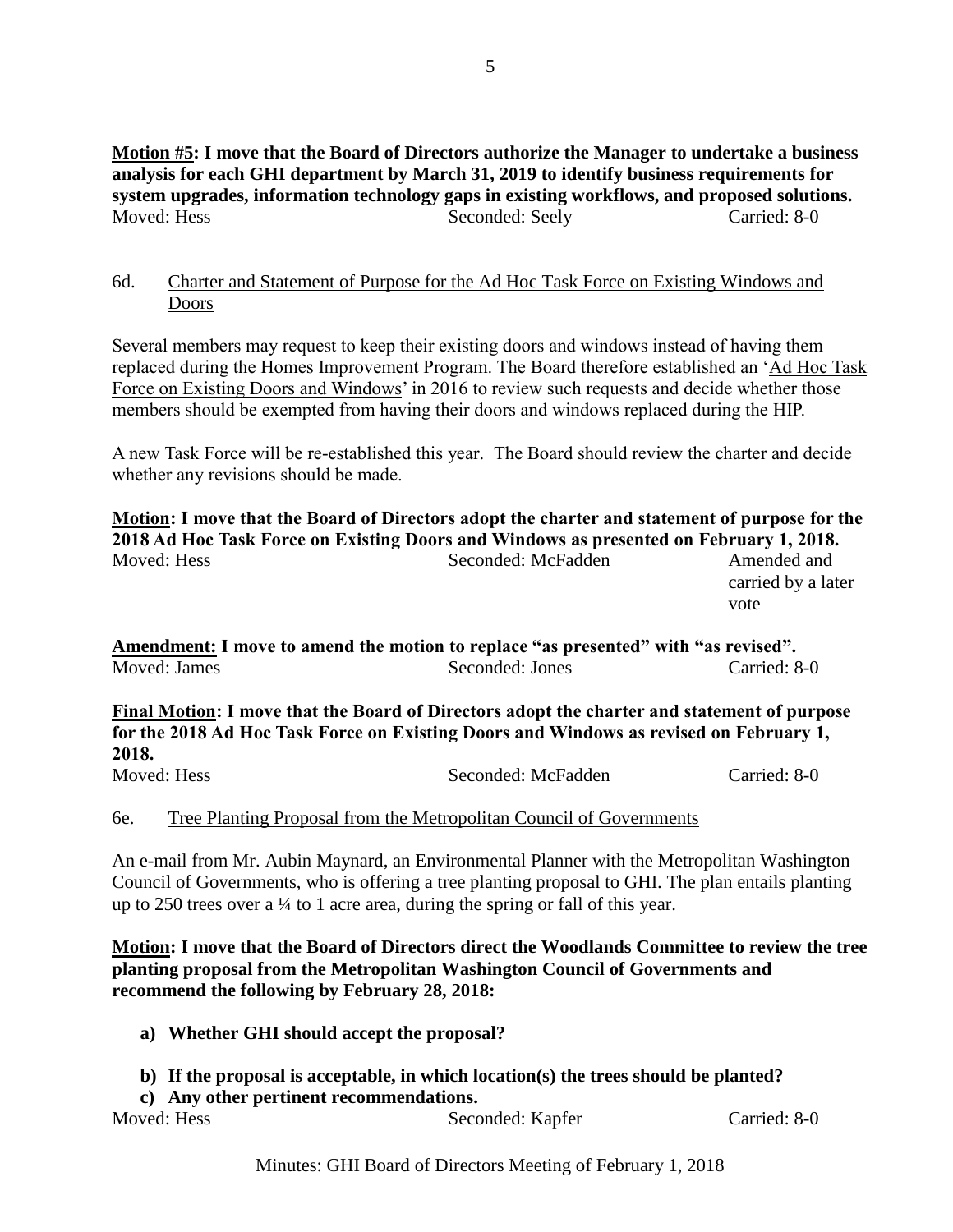**Motion #5: I move that the Board of Directors authorize the Manager to undertake a business analysis for each GHI department by March 31, 2019 to identify business requirements for system upgrades, information technology gaps in existing workflows, and proposed solutions.**

Moved: Hess Seconded: Seely Carried: 8-0

6d. Charter and Statement of Purpose for the Ad Hoc Task Force on Existing Windows and Doors

Several members may request to keep their existing doors and windows instead of having them replaced during the Homes Improvement Program. The Board therefore established an 'Ad Hoc Task Force on Existing Doors and Windows' in 2016 to review such requests and decide whether those members should be exempted from having their doors and windows replaced during the HIP.

A new Task Force will be re-established this year. The Board should review the charter and decide whether any revisions should be made.

**Motion: I move that the Board of Directors adopt the charter and statement of purpose for the 2018 Ad Hoc Task Force on Existing Doors and Windows as presented on February 1, 2018.**

Moved: Hess Seconded: McFadden Amended and carried by a later vote

**Amendment: I move to amend the motion to replace "as presented" with "as revised".**

Moved: James Seconded: Jones Carried: 8-0

**Final Motion: I move that the Board of Directors adopt the charter and statement of purpose for the 2018 Ad Hoc Task Force on Existing Doors and Windows as revised on February 1, 2018.**

Moved: Hess Seconded: McFadden Carried: 8-0

6e. Tree Planting Proposal from the Metropolitan Council of Governments

An e-mail from Mr. Aubin Maynard, an Environmental Planner with the Metropolitan Washington Council of Governments, who is offering a tree planting proposal to GHI. The plan entails planting up to 250 trees over a ¼ to 1 acre area, during the spring or fall of this year.

**Motion: I move that the Board of Directors direct the Woodlands Committee to review the tree planting proposal from the Metropolitan Washington Council of Governments and recommend the following by February 28, 2018:**

- **a) Whether GHI should accept the proposal?**
- **b) If the proposal is acceptable, in which location(s) the trees should be planted?**
- **c) Any other pertinent recommendations.**

Moved: Hess Seconded: Kapfer Carried: 8-0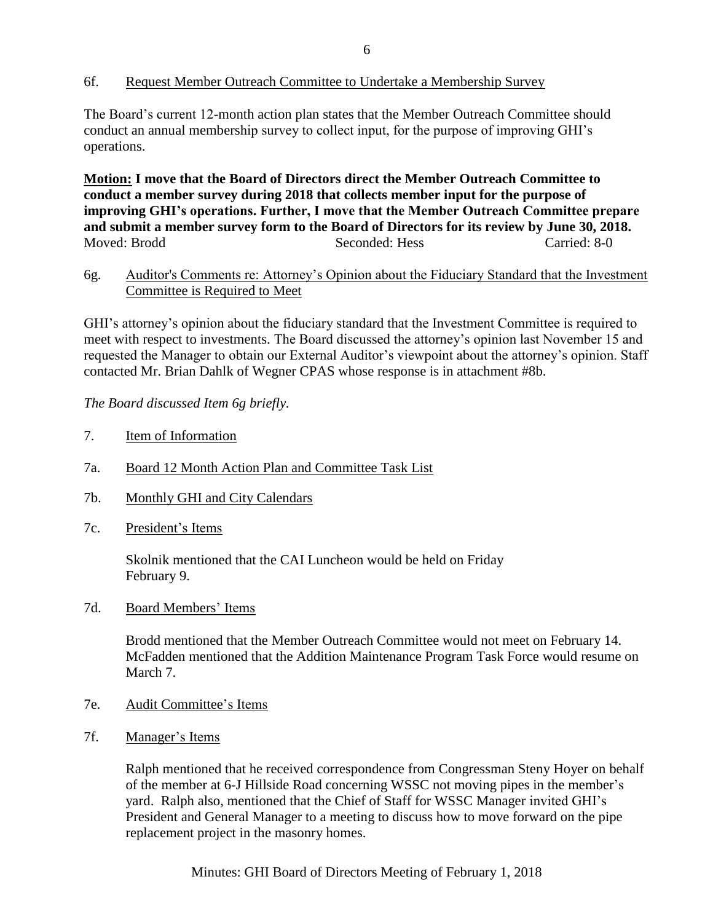6f. Request Member Outreach Committee to Undertake a Membership Survey

The Board's current 12-month action plan states that the Member Outreach Committee should conduct an annual membership survey to collect input, for the purpose of improving GHI's operations.

**Motion: I move that the Board of Directors direct the Member Outreach Committee to conduct a member survey during 2018 that collects member input for the purpose of improving GHI's operations. Further, I move that the Member Outreach Committee prepare and submit a member survey form to the Board of Directors for its review by June 30, 2018.**

Moved: Brodd Seconded: Hess Carried: 8-0

6g. Auditor's Comments re: Attorney's Opinion about the Fiduciary Standard that the Investment Committee is Required to Meet

GHI's attorney's opinion about the fiduciary standard that the Investment Committee is required to meet with respect to investments. The Board discussed the attorney's opinion last November 15 and requested the Manager to obtain our External Auditor's viewpoint about the attorney's opinion. Staff contacted Mr. Brian Dahlk of Wegner CPAS whose response is in attachment #8b.

*The Board discussed Item 6g briefly.*

7. Item of Information

7a. Board 12 Month Action Plan and Committee Task List

7b. Monthly GHI and City Calendars

7c. President's Items

Skolnik mentioned that the CAI Luncheon would be held on Friday February 9.

7d. Board Members' Items

Brodd mentioned that the Member Outreach Committee would not meet on February 14. McFadden mentioned that the Addition Maintenance Program Task Force would resume on March 7.

7e. Audit Committee's Items

7f. Manager's Items

Ralph mentioned that he received correspondence from Congressman Steny Hoyer on behalf of the member at 6-J Hillside Road concerning WSSC not moving pipes in the member's yard. Ralph also, mentioned that the Chief of Staff for WSSC Manager invited GHI's President and General Manager to a meeting to discuss how to move forward on the pipe replacement project in the masonry homes.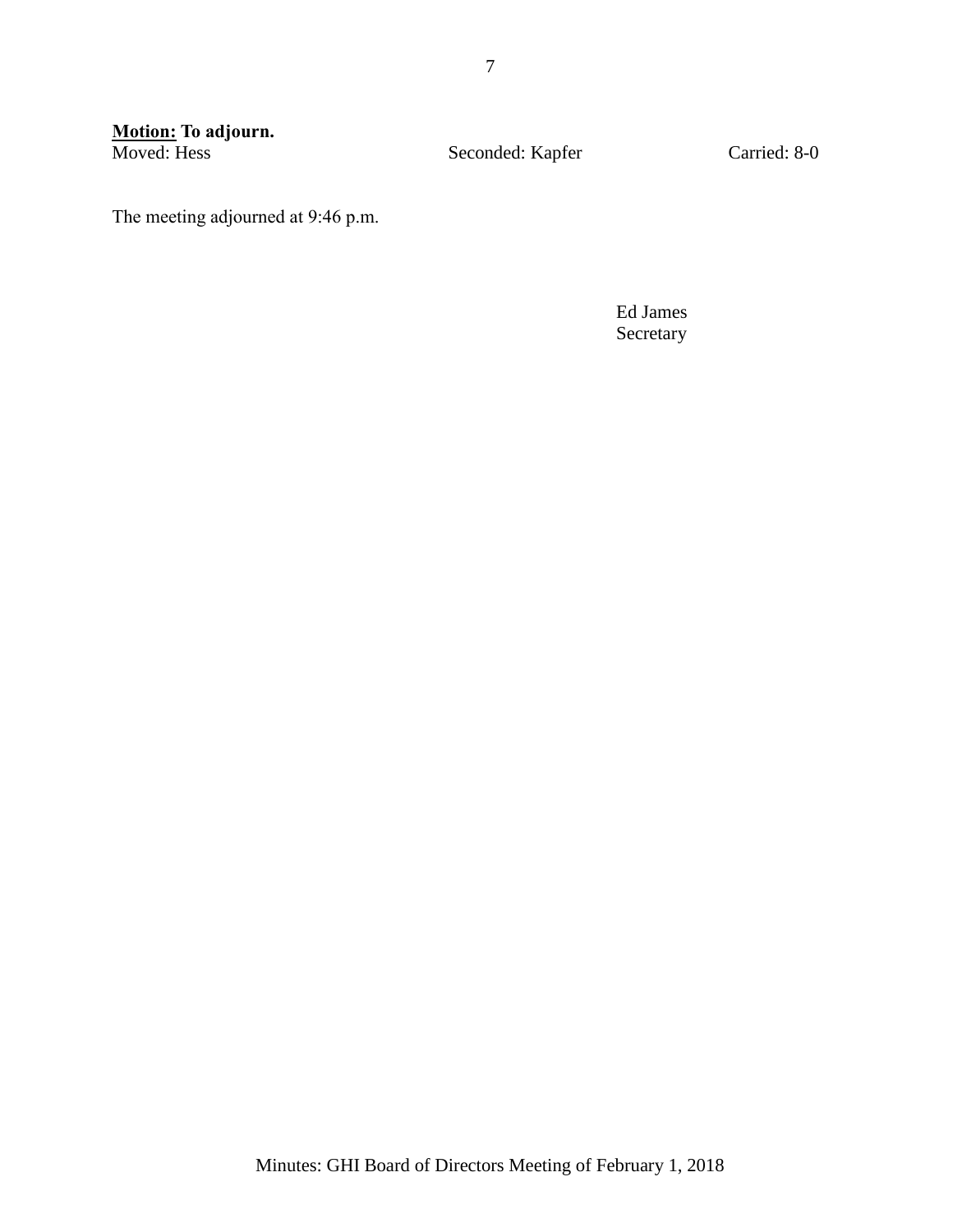**<u>Motion:</u> To adjourn.**

Moved: Hess Seconded: Kapfer Carried: 8-0

The meeting adjourned at 9:46 p.m.

Ed James
Secretary